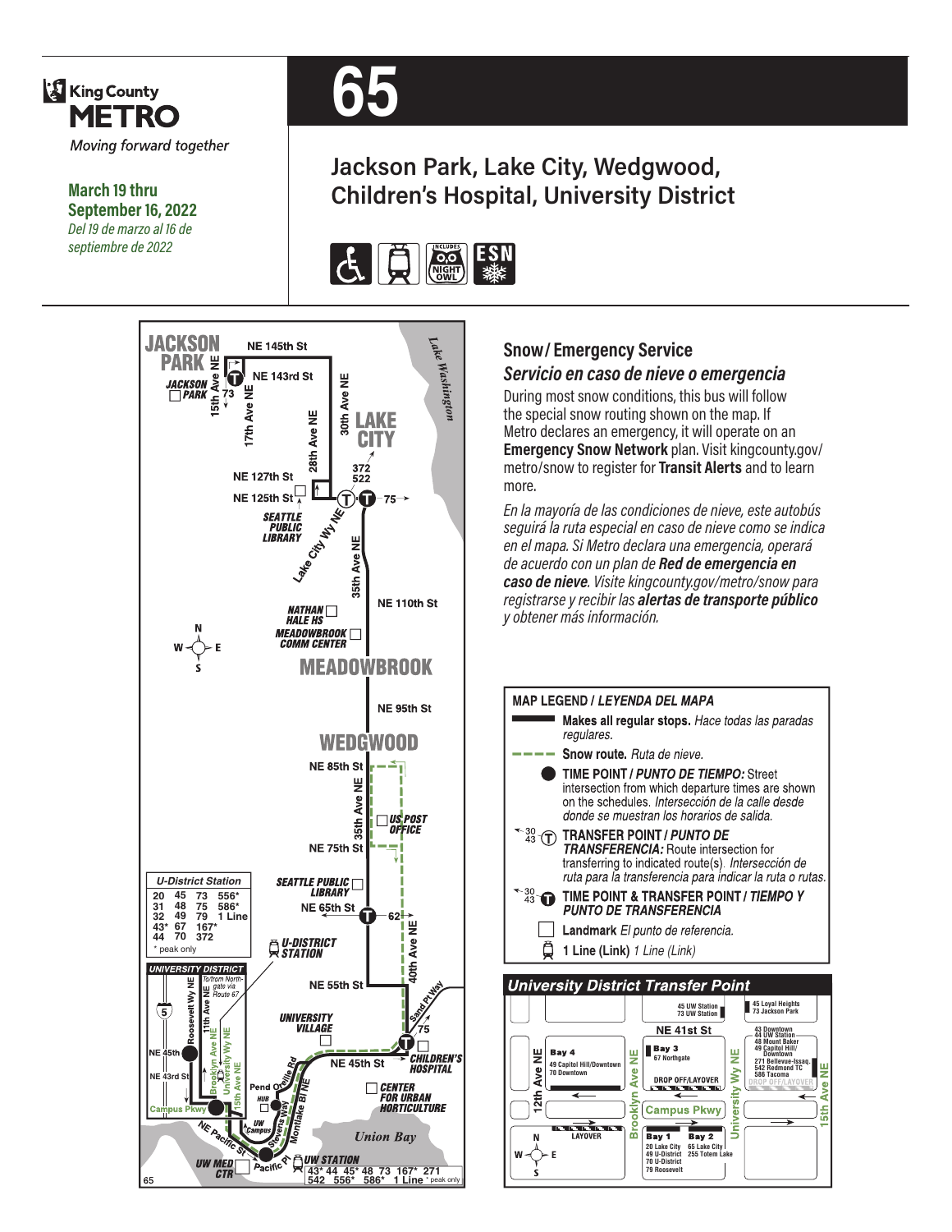King County METRO

*Moving forward together*

**March 19 thru September 16, 2022**

*Del 19 de marzo al 16 de septiembre de 2022*

# 65

## Jackson Park, Lake City, Wedgwood, Children's Hospital, University District

JACKSON PARK, NE 145th St, NE 143rd St, 15th Ave NE, 17th Ave NE, JACKSON PARK, 73, 30th Ave NE, 28th Ave NE, LAKE CITY, Lake Washington, 372, 522, NE 127th St, NE 125th St, 75, SEATTLE PUBLIC LIBRARY, Lake City Wy NE, 35th Ave NE, NE 110th St, NATHAN HALE HS, MEADOWBROOK COMM CENTER, MEADOWBROOK, NE 95th St, WEDGWOOD, NE 85th St, US POST OFFICE, NE 75th St, SEATTLE PUBLIC LIBRARY, NE 65th St, 62, 40th Ave NE, U-DISTRICT STATION, NE 55th St, Sand Pt Way, UNIVERSITY VILLAGE, 75, NE 45th St, CHILDREN'S HOSPITAL, CENTER FOR URBAN HORTICULTURE, Union Bay, Montlake Bl NE, Stevens Way, Pend Oreille Rd, HUB, UW Campus, NE Pacific St, Pacific Pl, UW MED CTR, UW STATION

UW Station transfers: 43* 44 45* 48 73 167* 271 542 556* 586* 1 Line (* peak only)

**U-District Station**

20 45 73 556*
31 48 75 586*
32 49 79 1 Line
43* 67 167*
44 70 372
* peak only

**UNIVERSITY DISTRICT**: Roosevelt Wy NE, 11th Ave NE, Brooklyn Ave NE, University Wy NE, 15th Ave NE, NE 45th, NE 43rd St, Campus Pkwy, To/from Northgate via Route 67

### Snow/ Emergency Service

#### *Servicio en caso de nieve o emergencia*

During most snow conditions, this bus will follow the special snow routing shown on the map. If Metro declares an emergency, it will operate on an **Emergency Snow Network** plan. Visit kingcounty.gov/metro/snow to register for **Transit Alerts** and to learn more.

*En la mayoría de las condiciones de nieve, este autobús seguirá la ruta especial en caso de nieve como se indica en el mapa. Si Metro declara una emergencia, operará de acuerdo con un plan de* ***Red de emergencia en caso de nieve****. Visite kingcounty.gov/metro/snow para registrarse y recibir las* ***alertas de transporte público*** *y obtener más información.*

### MAP LEGEND / *LEYENDA DEL MAPA*

- **Makes all regular stops.** *Hace todas las paradas regulares.*
- **Snow route.** *Ruta de nieve.*
- **TIME POINT / *PUNTO DE TIEMPO:*** Street intersection from which departure times are shown on the schedules. *Intersección de la calle desde donde se muestran los horarios de salida.*
- **TRANSFER POINT / *PUNTO DE TRANSFERENCIA:*** Route intersection for transferring to indicated route(s). *Intersección de ruta para la transferencia para indicar la ruta o rutas.*
- **TIME POINT & TRANSFER POINT / *TIEMPO Y PUNTO DE TRANSFERENCIA***
- **Landmark** *El punto de referencia.*
- **1 Line (Link)** *1 Line (Link)*

### University District Transfer Point

- NE 41st St: 45 UW Station, 73 UW Station; 45 Loyal Heights, 73 Jackson Park
- Bay 4: 49 Capitol Hill/Downtown, 70 Downtown
- Bay 3: 67 Northgate
- DROP OFF/LAYOVER
- 15th Ave NE: 43 Downtown, 44 UW Station, 48 Mount Baker, 49 Capitol Hill/Downtown, 271 Bellevue-Issaq., 542 Redmond TC, 586 Tacoma; DROP OFF/LAYOVER
- Campus Pkwy: LAYOVER
- Bay 1: 20 Lake City, 49 U-District, 70 U-District, 79 Roosevelt
- Bay 2: 65 Lake City, 255 Totem Lake
- Streets: 12th Ave NE, Brooklyn Ave NE, University Wy NE, 15th Ave NE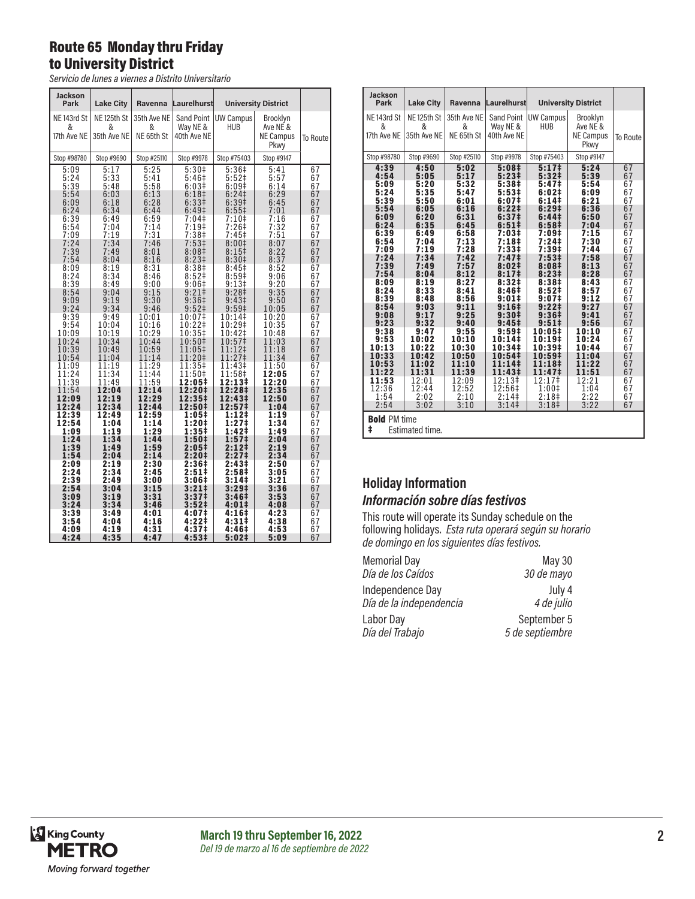## Route 65 Monday thru Friday to University District

*Servicio de lunes a viernes a Distrito Universitario*

| Jackson Park | Lake City | Ravenna | Laurelhurst | University District | | |
|---|---|---|---|---|---|---|
| NE 143rd St & 17th Ave NE | NE 125th St & 35th Ave NE | 35th Ave NE & NE 65th St | Sand Point Way NE & 40th Ave NE | UW Campus HUB | Brooklyn Ave NE & NE Campus Pkwy | To Route |
| Stop #98780 | Stop #9690 | Stop #25110 | Stop #9978 | Stop #75403 | Stop #9147 | |
| 5:09 | 5:17 | 5:25 | 5:30‡ | 5:36‡ | 5:41 | 67 |
| 5:24 | 5:33 | 5:41 | 5:46‡ | 5:52‡ | 5:57 | 67 |
| 5:39 | 5:48 | 5:58 | 6:03‡ | 6:09‡ | 6:14 | 67 |
| 5:54 | 6:03 | 6:13 | 6:18‡ | 6:24‡ | 6:29 | 67 |
| 6:09 | 6:18 | 6:28 | 6:33‡ | 6:39‡ | 6:45 | 67 |
| 6:24 | 6:34 | 6:44 | 6:49‡ | 6:55‡ | 7:01 | 67 |
| 6:39 | 6:49 | 6:59 | 7:04‡ | 7:10‡ | 7:16 | 67 |
| 6:54 | 7:04 | 7:14 | 7:19‡ | 7:26‡ | 7:32 | 67 |
| 7:09 | 7:19 | 7:31 | 7:38‡ | 7:45‡ | 7:51 | 67 |
| 7:24 | 7:34 | 7:46 | 7:53‡ | 8:00‡ | 8:07 | 67 |
| 7:39 | 7:49 | 8:01 | 8:08‡ | 8:15‡ | 8:22 | 67 |
| 7:54 | 8:04 | 8:16 | 8:23‡ | 8:30‡ | 8:37 | 67 |
| 8:09 | 8:19 | 8:31 | 8:38‡ | 8:45‡ | 8:52 | 67 |
| 8:24 | 8:34 | 8:46 | 8:52‡ | 8:59‡ | 9:06 | 67 |
| 8:39 | 8:49 | 9:00 | 9:06‡ | 9:13‡ | 9:20 | 67 |
| 8:54 | 9:04 | 9:15 | 9:21‡ | 9:28‡ | 9:35 | 67 |
| 9:09 | 9:19 | 9:30 | 9:36‡ | 9:43‡ | 9:50 | 67 |
| 9:24 | 9:34 | 9:46 | 9:52‡ | 9:59‡ | 10:05 | 67 |
| 9:39 | 9:49 | 10:01 | 10:07‡ | 10:14‡ | 10:20 | 67 |
| 9:54 | 10:04 | 10:16 | 10:22‡ | 10:29‡ | 10:35 | 67 |
| 10:09 | 10:19 | 10:29 | 10:35‡ | 10:42‡ | 10:48 | 67 |
| 10:24 | 10:34 | 10:44 | 10:50‡ | 10:57‡ | 11:03 | 67 |
| 10:39 | 10:49 | 10:59 | 11:05‡ | 11:12‡ | 11:18 | 67 |
| 10:54 | 11:04 | 11:14 | 11:20‡ | 11:27‡ | 11:34 | 67 |
| 11:09 | 11:19 | 11:29 | 11:35‡ | 11:43‡ | 11:50 | 67 |
| 11:24 | 11:34 | 11:44 | 11:50‡ | 11:58‡ | **12:05** | 67 |
| 11:39 | 11:49 | 11:59 | **12:05‡** | **12:13‡** | **12:20** | 67 |
| 11:54 | **12:04** | **12:14** | **12:20‡** | **12:28‡** | **12:35** | 67 |
| **12:09** | **12:19** | **12:29** | **12:35‡** | **12:43‡** | **12:50** | 67 |
| **12:24** | **12:34** | **12:44** | **12:50‡** | **12:57‡** | **1:04** | 67 |
| **12:39** | **12:49** | **12:59** | **1:05‡** | **1:12‡** | **1:19** | 67 |
| **12:54** | **1:04** | **1:14** | **1:20‡** | **1:27‡** | **1:34** | 67 |
| **1:09** | **1:19** | **1:29** | **1:35‡** | **1:42‡** | **1:49** | 67 |
| **1:24** | **1:34** | **1:44** | **1:50‡** | **1:57‡** | **2:04** | 67 |
| **1:39** | **1:49** | **1:59** | **2:05‡** | **2:12‡** | **2:19** | 67 |
| **1:54** | **2:04** | **2:14** | **2:20‡** | **2:27‡** | **2:34** | 67 |
| **2:09** | **2:19** | **2:30** | **2:36‡** | **2:43‡** | **2:50** | 67 |
| **2:24** | **2:34** | **2:45** | **2:51‡** | **2:58‡** | **3:05** | 67 |
| **2:39** | **2:49** | **3:00** | **3:06‡** | **3:14‡** | **3:21** | 67 |
| **2:54** | **3:04** | **3:15** | **3:21‡** | **3:29‡** | **3:36** | 67 |
| **3:09** | **3:19** | **3:31** | **3:37‡** | **3:46‡** | **3:53** | 67 |
| **3:24** | **3:34** | **3:46** | **3:52‡** | **4:01‡** | **4:08** | 67 |
| **3:39** | **3:49** | **4:01** | **4:07‡** | **4:16‡** | **4:23** | 67 |
| **3:54** | **4:04** | **4:16** | **4:22‡** | **4:31‡** | **4:38** | 67 |
| **4:09** | **4:19** | **4:31** | **4:37‡** | **4:46‡** | **4:53** | 67 |
| **4:24** | **4:35** | **4:47** | **4:53‡** | **5:02‡** | **5:09** | 67 |
| **4:39** | **4:50** | **5:02** | **5:08‡** | **5:17‡** | **5:24** | 67 |
| **4:54** | **5:05** | **5:17** | **5:23‡** | **5:32‡** | **5:39** | 67 |
| **5:09** | **5:20** | **5:32** | **5:38‡** | **5:47‡** | **5:54** | 67 |
| **5:24** | **5:35** | **5:47** | **5:53‡** | **6:02‡** | **6:09** | 67 |
| **5:39** | **5:50** | **6:01** | **6:07‡** | **6:14‡** | **6:21** | 67 |
| **5:54** | **6:05** | **6:16** | **6:22‡** | **6:29‡** | **6:36** | 67 |
| **6:09** | **6:20** | **6:31** | **6:37‡** | **6:44‡** | **6:50** | 67 |
| **6:24** | **6:35** | **6:45** | **6:51‡** | **6:58‡** | **7:04** | 67 |
| **6:39** | **6:49** | **6:58** | **7:03‡** | **7:09‡** | **7:15** | 67 |
| **6:54** | **7:04** | **7:13** | **7:18‡** | **7:24‡** | **7:30** | 67 |
| **7:09** | **7:19** | **7:28** | **7:33‡** | **7:39‡** | **7:44** | 67 |
| **7:24** | **7:34** | **7:42** | **7:47‡** | **7:53‡** | **7:58** | 67 |
| **7:39** | **7:49** | **7:57** | **8:02‡** | **8:08‡** | **8:13** | 67 |
| **7:54** | **8:04** | **8:12** | **8:17‡** | **8:23‡** | **8:28** | 67 |
| **8:09** | **8:19** | **8:27** | **8:32‡** | **8:38‡** | **8:43** | 67 |
| **8:24** | **8:33** | **8:41** | **8:46‡** | **8:52‡** | **8:57** | 67 |
| **8:39** | **8:48** | **8:56** | **9:01‡** | **9:07‡** | **9:12** | 67 |
| **8:54** | **9:03** | **9:11** | **9:16‡** | **9:22‡** | **9:27** | 67 |
| **9:08** | **9:17** | **9:25** | **9:30‡** | **9:36‡** | **9:41** | 67 |
| **9:23** | **9:32** | **9:40** | **9:45‡** | **9:51‡** | **9:56** | 67 |
| **9:38** | **9:47** | **9:55** | **9:59‡** | **10:05‡** | **10:10** | 67 |
| **9:53** | **10:02** | **10:10** | **10:14‡** | **10:19‡** | **10:24** | 67 |
| **10:13** | **10:22** | **10:30** | **10:34‡** | **10:39‡** | **10:44** | 67 |
| **10:33** | **10:42** | **10:50** | **10:54‡** | **10:59‡** | **11:04** | 67 |
| **10:53** | **11:02** | **11:10** | **11:14‡** | **11:18‡** | **11:22** | 67 |
| **11:22** | **11:31** | **11:39** | **11:43‡** | **11:47‡** | **11:51** | 67 |
| **11:53** | 12:01 | 12:09 | 12:13‡ | 12:17‡ | 12:21 | 67 |
| 12:36 | 12:44 | 12:52 | 12:56‡ | 1:00‡ | 1:04 | 67 |
| 1:54 | 2:02 | 2:10 | 2:14‡ | 2:18‡ | 2:22 | 67 |
| 2:54 | 3:02 | 3:10 | 3:14‡ | 3:18‡ | 3:22 | 67 |

**Bold** PM time
‡ Estimated time.

## Holiday Information

### *Información sobre días festivos*

This route will operate its Sunday schedule on the following holidays. *Esta ruta operará según su horario de domingo en los siguientes días festivos.*

| | |
|---|---|
| Memorial Day *Día de los Caídos* | May 30 *30 de mayo* |
| Independence Day *Día de la independencia* | July 4 *4 de julio* |
| Labor Day *Día del Trabajo* | September 5 *5 de septiembre* |

**March 19 thru September 16, 2022**
*Del 19 de marzo al 16 de septiembre de 2022*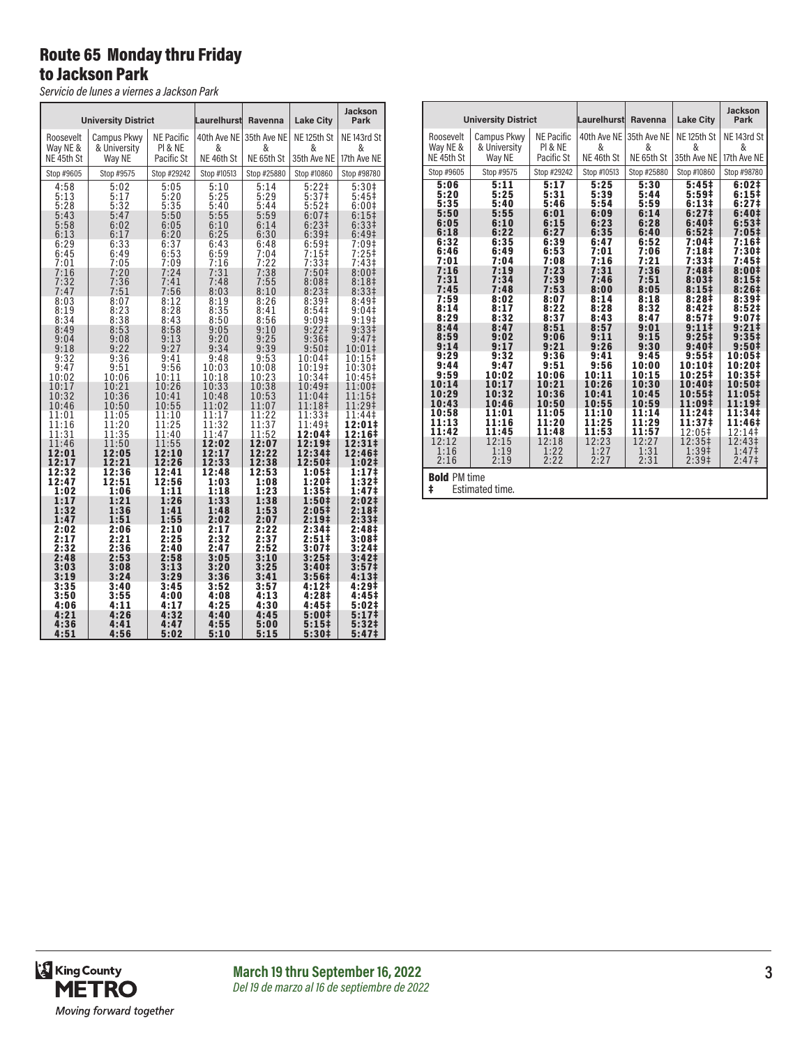# Route 65 Monday thru Friday to Jackson Park

*Servicio de lunes a viernes a Jackson Park*

| University District | | | Laurelhurst | Ravenna | Lake City | Jackson Park |
|---|---|---|---|---|---|---|
| Roosevelt Way NE & NE 45th St | Campus Pkwy & University Way NE | NE Pacific Pl & NE Pacific St | 40th Ave NE & NE 46th St | 35th Ave NE & NE 65th St | NE 125th St & 35th Ave NE | NE 143rd St & 17th Ave NE |
| Stop #9605 | Stop #9575 | Stop #29242 | Stop #10513 | Stop #25880 | Stop #10860 | Stop #98780 |
| 4:58 | 5:02 | 5:05 | 5:10 | 5:14 | 5:22‡ | 5:30‡ |
| 5:13 | 5:17 | 5:20 | 5:25 | 5:29 | 5:37‡ | 5:45‡ |
| 5:28 | 5:32 | 5:35 | 5:40 | 5:44 | 5:52‡ | 6:00‡ |
| 5:43 | 5:47 | 5:50 | 5:55 | 5:59 | 6:07‡ | 6:15‡ |
| 5:58 | 6:02 | 6:05 | 6:10 | 6:14 | 6:23‡ | 6:33‡ |
| 6:13 | 6:17 | 6:20 | 6:25 | 6:30 | 6:39‡ | 6:49‡ |
| 6:29 | 6:33 | 6:37 | 6:43 | 6:48 | 6:59‡ | 7:09‡ |
| 6:45 | 6:49 | 6:53 | 6:59 | 7:04 | 7:15‡ | 7:25‡ |
| 7:01 | 7:05 | 7:09 | 7:16 | 7:22 | 7:33‡ | 7:43‡ |
| 7:16 | 7:20 | 7:24 | 7:31 | 7:38 | 7:50‡ | 8:00‡ |
| 7:32 | 7:36 | 7:41 | 7:48 | 7:55 | 8:08‡ | 8:18‡ |
| 7:47 | 7:51 | 7:56 | 8:03 | 8:10 | 8:23‡ | 8:33‡ |
| 8:03 | 8:07 | 8:12 | 8:19 | 8:26 | 8:39‡ | 8:49‡ |
| 8:19 | 8:23 | 8:28 | 8:35 | 8:41 | 8:54‡ | 9:04‡ |
| 8:34 | 8:38 | 8:43 | 8:50 | 8:56 | 9:09‡ | 9:19‡ |
| 8:49 | 8:53 | 8:58 | 9:05 | 9:10 | 9:22‡ | 9:33‡ |
| 9:04 | 9:08 | 9:13 | 9:20 | 9:25 | 9:36‡ | 9:47‡ |
| 9:18 | 9:22 | 9:27 | 9:34 | 9:39 | 9:50‡ | 10:01‡ |
| 9:32 | 9:36 | 9:41 | 9:48 | 9:53 | 10:04‡ | 10:15‡ |
| 9:47 | 9:51 | 9:56 | 10:03 | 10:08 | 10:19‡ | 10:30‡ |
| 10:02 | 10:06 | 10:11 | 10:18 | 10:23 | 10:34‡ | 10:45‡ |
| 10:17 | 10:21 | 10:26 | 10:33 | 10:38 | 10:49‡ | 11:00‡ |
| 10:32 | 10:36 | 10:41 | 10:48 | 10:53 | 11:04‡ | 11:15‡ |
| 10:46 | 10:50 | 10:55 | 11:02 | 11:07 | 11:18‡ | 11:29‡ |
| 11:01 | 11:05 | 11:10 | 11:17 | 11:22 | 11:33‡ | 11:44‡ |
| 11:16 | 11:20 | 11:25 | 11:32 | 11:37 | 11:49‡ | **12:01‡** |
| 11:31 | 11:35 | 11:40 | 11:47 | 11:52 | **12:04‡** | **12:16‡** |
| 11:46 | 11:50 | 11:55 | **12:02** | **12:07** | **12:19‡** | **12:31‡** |
| **12:01** | **12:05** | **12:10** | **12:17** | **12:22** | **12:34‡** | **12:46‡** |
| **12:17** | **12:21** | **12:26** | **12:33** | **12:38** | **12:50‡** | **1:02‡** |
| **12:32** | **12:36** | **12:41** | **12:48** | **12:53** | **1:05‡** | **1:17‡** |
| **12:47** | **12:51** | **12:56** | **1:03** | **1:08** | **1:20‡** | **1:32‡** |
| **1:02** | **1:06** | **1:11** | **1:18** | **1:23** | **1:35‡** | **1:47‡** |
| **1:17** | **1:21** | **1:26** | **1:33** | **1:38** | **1:50‡** | **2:02‡** |
| **1:32** | **1:36** | **1:41** | **1:48** | **1:53** | **2:05‡** | **2:18‡** |
| **1:47** | **1:51** | **1:55** | **2:02** | **2:07** | **2:19‡** | **2:33‡** |
| **2:02** | **2:06** | **2:10** | **2:17** | **2:22** | **2:34‡** | **2:48‡** |
| **2:17** | **2:21** | **2:25** | **2:32** | **2:37** | **2:51‡** | **3:08‡** |
| **2:32** | **2:36** | **2:40** | **2:47** | **2:52** | **3:07‡** | **3:24‡** |
| **2:48** | **2:53** | **2:58** | **3:05** | **3:10** | **3:25‡** | **3:42‡** |
| **3:03** | **3:08** | **3:13** | **3:20** | **3:25** | **3:40‡** | **3:57‡** |
| **3:19** | **3:24** | **3:29** | **3:36** | **3:41** | **3:56‡** | **4:13‡** |
| **3:35** | **3:40** | **3:45** | **3:52** | **3:57** | **4:12‡** | **4:29‡** |
| **3:50** | **3:55** | **4:00** | **4:08** | **4:13** | **4:28‡** | **4:45‡** |
| **4:06** | **4:11** | **4:17** | **4:25** | **4:30** | **4:45‡** | **5:02‡** |
| **4:21** | **4:26** | **4:32** | **4:40** | **4:45** | **5:00‡** | **5:17‡** |
| **4:36** | **4:41** | **4:47** | **4:55** | **5:00** | **5:15‡** | **5:32‡** |
| **4:51** | **4:56** | **5:02** | **5:10** | **5:15** | **5:30‡** | **5:47‡** |
| **5:06** | **5:11** | **5:17** | **5:25** | **5:30** | **5:45‡** | **6:02‡** |
| **5:20** | **5:25** | **5:31** | **5:39** | **5:44** | **5:59‡** | **6:15‡** |
| **5:35** | **5:40** | **5:46** | **5:54** | **5:59** | **6:13‡** | **6:27‡** |
| **5:50** | **5:55** | **6:01** | **6:09** | **6:14** | **6:27‡** | **6:40‡** |
| **6:05** | **6:10** | **6:15** | **6:23** | **6:28** | **6:40‡** | **6:53‡** |
| **6:18** | **6:22** | **6:27** | **6:35** | **6:40** | **6:52‡** | **7:05‡** |
| **6:32** | **6:35** | **6:39** | **6:47** | **6:52** | **7:04‡** | **7:16‡** |
| **6:46** | **6:49** | **6:53** | **7:01** | **7:06** | **7:18‡** | **7:30‡** |
| **7:01** | **7:04** | **7:08** | **7:16** | **7:21** | **7:33‡** | **7:45‡** |
| **7:16** | **7:19** | **7:23** | **7:31** | **7:36** | **7:48‡** | **8:00‡** |
| **7:31** | **7:34** | **7:39** | **7:46** | **7:51** | **8:03‡** | **8:15‡** |
| **7:45** | **7:48** | **7:53** | **8:00** | **8:05** | **8:15‡** | **8:26‡** |
| **7:59** | **8:02** | **8:07** | **8:14** | **8:18** | **8:28‡** | **8:39‡** |
| **8:14** | **8:17** | **8:22** | **8:28** | **8:32** | **8:42‡** | **8:52‡** |
| **8:29** | **8:32** | **8:37** | **8:43** | **8:47** | **8:57‡** | **9:07‡** |
| **8:44** | **8:47** | **8:51** | **8:57** | **9:01** | **9:11‡** | **9:21‡** |
| **8:59** | **9:02** | **9:06** | **9:11** | **9:15** | **9:25‡** | **9:35‡** |
| **9:14** | **9:17** | **9:21** | **9:26** | **9:30** | **9:40‡** | **9:50‡** |
| **9:29** | **9:32** | **9:36** | **9:41** | **9:45** | **9:55‡** | **10:05‡** |
| **9:44** | **9:47** | **9:51** | **9:56** | **10:00** | **10:10‡** | **10:20‡** |
| **9:59** | **10:02** | **10:06** | **10:11** | **10:15** | **10:25‡** | **10:35‡** |
| **10:14** | **10:17** | **10:21** | **10:26** | **10:30** | **10:40‡** | **10:50‡** |
| **10:29** | **10:32** | **10:36** | **10:41** | **10:45** | **10:55‡** | **11:05‡** |
| **10:43** | **10:46** | **10:50** | **10:55** | **10:59** | **11:09‡** | **11:19‡** |
| **10:58** | **11:01** | **11:05** | **11:10** | **11:14** | **11:24‡** | **11:34‡** |
| **11:13** | **11:16** | **11:20** | **11:25** | **11:29** | **11:37‡** | **11:46‡** |
| **11:42** | **11:45** | **11:48** | **11:53** | **11:57** | 12:05‡ | 12:14‡ |
| 12:12 | 12:15 | 12:18 | 12:23 | 12:27 | 12:35‡ | 12:43‡ |
| 1:16 | 1:19 | 1:22 | 1:27 | 1:31 | 1:39‡ | 1:47‡ |
| 2:16 | 2:19 | 2:22 | 2:27 | 2:31 | 2:39‡ | 2:47‡ |

**Bold** PM time

‡ Estimated time.

**March 19 thru September 16, 2022**

*Del 19 de marzo al 16 de septiembre de 2022*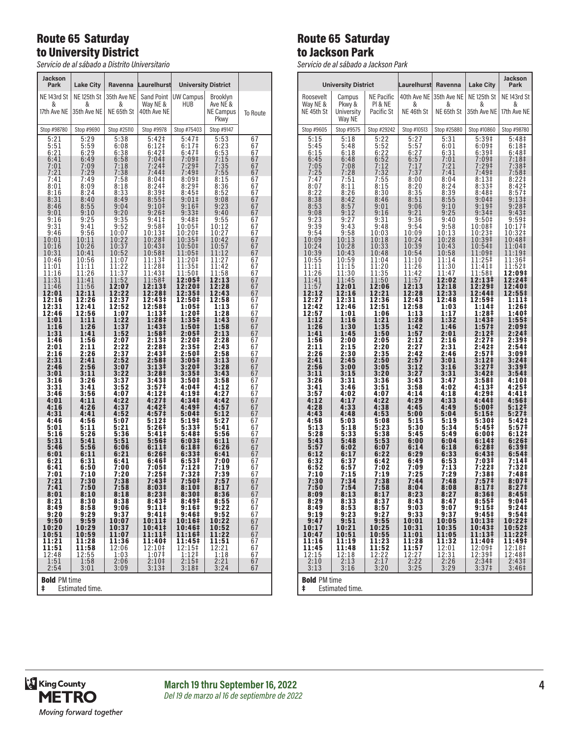## Route 65 Saturday to University District

*Servicio de al sábado a Distrito Universitario*

| Jackson Park | Lake City | Ravenna | Laurelhurst | University District | | |
|---|---|---|---|---|---|---|
| NE 143rd St & 17th Ave NE | NE 125th St & 35th Ave NE | 35th Ave NE & NE 65th St | Sand Point Way NE & 40th Ave NE | UW Campus HUB | Brooklyn Ave NE & NE Campus Pkwy | To Route |
| Stop #98780 | Stop #9690 | Stop #25110 | Stop #9978 | Stop #75403 | Stop #9147 | |
| 5:21 | 5:29 | 5:38 | 5:42‡ | 5:47‡ | 5:53 | 67 |
| 5:51 | 5:59 | 6:08 | 6:12‡ | 6:17‡ | 6:23 | 67 |
| 6:21 | 6:29 | 6:38 | 6:42‡ | 6:47‡ | 6:53 | 67 |
| 6:41 | 6:49 | 6:58 | 7:04‡ | 7:09‡ | 7:15 | 67 |
| 7:01 | 7:09 | 7:18 | 7:24‡ | 7:29‡ | 7:35 | 67 |
| 7:21 | 7:29 | 7:38 | 7:44‡ | 7:49‡ | 7:55 | 67 |
| 7:41 | 7:49 | 7:58 | 8:04‡ | 8:09‡ | 8:15 | 67 |
| 8:01 | 8:09 | 8:18 | 8:24‡ | 8:29‡ | 8:36 | 67 |
| 8:16 | 8:24 | 8:33 | 8:39‡ | 8:45‡ | 8:52 | 67 |
| 8:31 | 8:40 | 8:49 | 8:55‡ | 9:01‡ | 9:08 | 67 |
| 8:46 | 8:55 | 9:04 | 9:10‡ | 9:16‡ | 9:23 | 67 |
| 9:01 | 9:10 | 9:20 | 9:26‡ | 9:33‡ | 9:40 | 67 |
| 9:16 | 9:25 | 9:35 | 9:41‡ | 9:48‡ | 9:55 | 67 |
| 9:31 | 9:41 | 9:52 | 9:58‡ | 10:05‡ | 10:12 | 67 |
| 9:46 | 9:56 | 10:07 | 10:13‡ | 10:20‡ | 10:27 | 67 |
| 10:01 | 10:11 | 10:22 | 10:28‡ | 10:35‡ | 10:42 | 67 |
| 10:16 | 10:26 | 10:37 | 10:43‡ | 10:50‡ | 10:57 | 67 |
| 10:31 | 10:41 | 10:52 | 10:58‡ | 11:05‡ | 11:12 | 67 |
| 10:46 | 10:56 | 11:07 | 11:13‡ | 11:20‡ | 11:27 | 67 |
| 11:01 | 11:11 | 11:22 | 11:28‡ | 11:35‡ | 11:42 | 67 |
| 11:16 | 11:26 | 11:37 | 11:43‡ | 11:50‡ | 11:58 | 67 |
| 11:31 | 11:41 | 11:52 | 11:58‡ | **12:05‡** | **12:13** | 67 |
| 11:46 | 11:56 | **12:07** | **12:13‡** | **12:20‡** | **12:28** | 67 |
| **12:01** | **12:11** | **12:22** | **12:28‡** | **12:35‡** | **12:43** | 67 |
| **12:16** | **12:26** | **12:37** | **12:43‡** | **12:50‡** | **12:58** | 67 |
| **12:31** | **12:41** | **12:52** | **12:58‡** | **1:05‡** | **1:13** | 67 |
| **12:46** | **12:56** | **1:07** | **1:13‡** | **1:20‡** | **1:28** | 67 |
| **1:01** | **1:11** | **1:22** | **1:28‡** | **1:35‡** | **1:43** | 67 |
| **1:16** | **1:26** | **1:37** | **1:43‡** | **1:50‡** | **1:58** | 67 |
| **1:31** | **1:41** | **1:52** | **1:58‡** | **2:05‡** | **2:13** | 67 |
| **1:46** | **1:56** | **2:07** | **2:13‡** | **2:20‡** | **2:28** | 67 |
| **2:01** | **2:11** | **2:22** | **2:28‡** | **2:35‡** | **2:43** | 67 |
| **2:16** | **2:26** | **2:37** | **2:43‡** | **2:50‡** | **2:58** | 67 |
| **2:31** | **2:41** | **2:52** | **2:58‡** | **3:05‡** | **3:13** | 67 |
| **2:46** | **2:56** | **3:07** | **3:13‡** | **3:20‡** | **3:28** | 67 |
| **3:01** | **3:11** | **3:22** | **3:28‡** | **3:35‡** | **3:43** | 67 |
| **3:16** | **3:26** | **3:37** | **3:43‡** | **3:50‡** | **3:58** | 67 |
| **3:31** | **3:41** | **3:52** | **3:57‡** | **4:04‡** | **4:12** | 67 |
| **3:46** | **3:56** | **4:07** | **4:12‡** | **4:19‡** | **4:27** | 67 |
| **4:01** | **4:11** | **4:22** | **4:27‡** | **4:34‡** | **4:42** | 67 |
| **4:16** | **4:26** | **4:37** | **4:42‡** | **4:49‡** | **4:57** | 67 |
| **4:31** | **4:41** | **4:52** | **4:57‡** | **5:04‡** | **5:12** | 67 |
| **4:46** | **4:56** | **5:07** | **5:12‡** | **5:19‡** | **5:27** | 67 |
| **5:01** | **5:11** | **5:21** | **5:26‡** | **5:33‡** | **5:41** | 67 |
| **5:16** | **5:26** | **5:36** | **5:41‡** | **5:48‡** | **5:56** | 67 |
| **5:31** | **5:41** | **5:51** | **5:56‡** | **6:03‡** | **6:11** | 67 |
| **5:46** | **5:56** | **6:06** | **6:11‡** | **6:18‡** | **6:26** | 67 |
| **6:01** | **6:11** | **6:21** | **6:26‡** | **6:33‡** | **6:41** | 67 |
| **6:21** | **6:31** | **6:41** | **6:46‡** | **6:53‡** | **7:00** | 67 |
| **6:41** | **6:50** | **7:00** | **7:05‡** | **7:12‡** | **7:19** | 67 |
| **7:01** | **7:10** | **7:20** | **7:25‡** | **7:32‡** | **7:39** | 67 |
| **7:21** | **7:30** | **7:38** | **7:43‡** | **7:50‡** | **7:57** | 67 |
| **7:41** | **7:50** | **7:58** | **8:03‡** | **8:10‡** | **8:17** | 67 |
| **8:01** | **8:10** | **8:18** | **8:23‡** | **8:30‡** | **8:36** | 67 |
| **8:21** | **8:30** | **8:38** | **8:43‡** | **8:49‡** | **8:55** | 67 |
| **8:49** | **8:58** | **9:06** | **9:11‡** | **9:16‡** | **9:22** | 67 |
| **9:20** | **9:29** | **9:37** | **9:41‡** | **9:46‡** | **9:52** | 67 |
| **9:50** | **9:59** | **10:07** | **10:11‡** | **10:16‡** | **10:22** | 67 |
| **10:20** | **10:29** | **10:37** | **10:41‡** | **10:46‡** | **10:52** | 67 |
| **10:51** | **10:59** | **11:07** | **11:11‡** | **11:16‡** | **11:22** | 67 |
| **11:21** | **11:28** | **11:36** | **11:40‡** | **11:45‡** | **11:51** | 67 |
| **11:51** | **11:58** | 12:06 | 12:10‡ | 12:15‡ | 12:21 | 67 |
| 12:48 | 12:55 | 1:03 | 1:07‡ | 1:12‡ | 1:18 | 67 |
| 1:51 | 1:58 | 2:06 | 2:10‡ | 2:15‡ | 2:21 | 67 |
| 2:54 | 3:01 | 3:09 | 3:13‡ | 3:18‡ | 3:24 | 67 |

**Bold** PM time
‡ Estimated time.

## Route 65 Saturday to Jackson Park

*Servicio de al sábado a Jackson Park*

| University District | | | Laurelhurst | Ravenna | Lake City | Jackson Park |
|---|---|---|---|---|---|---|
| Roosevelt Way NE & NE 45th St | Campus Pkwy & University Way NE | NE Pacific Pl & NE Pacific St | 40th Ave NE & NE 46th St | 35th Ave NE & NE 65th St | NE 125th St & 35th Ave NE | NE 143rd St & 17th Ave NE |
| Stop #9605 | Stop #9575 | Stop #29242 | Stop #10513 | Stop #25880 | Stop #10860 | Stop #98780 |
| 5:15 | 5:18 | 5:22 | 5:27 | 5:31 | 5:39‡ | 5:48‡ |
| 5:45 | 5:48 | 5:52 | 5:57 | 6:01 | 6:09‡ | 6:18‡ |
| 6:15 | 6:18 | 6:22 | 6:27 | 6:31 | 6:39‡ | 6:48‡ |
| 6:45 | 6:48 | 6:52 | 6:57 | 7:01 | 7:09‡ | 7:18‡ |
| 7:05 | 7:08 | 7:12 | 7:17 | 7:21 | 7:29‡ | 7:38‡ |
| 7:25 | 7:28 | 7:32 | 7:37 | 7:41 | 7:49‡ | 7:58‡ |
| 7:47 | 7:51 | 7:55 | 8:00 | 8:04 | 8:13‡ | 8:22‡ |
| 8:07 | 8:11 | 8:15 | 8:20 | 8:24 | 8:33‡ | 8:42‡ |
| 8:22 | 8:26 | 8:30 | 8:35 | 8:39 | 8:48‡ | 8:57‡ |
| 8:38 | 8:42 | 8:46 | 8:51 | 8:55 | 9:04‡ | 9:13‡ |
| 8:53 | 8:57 | 9:01 | 9:06 | 9:10 | 9:19‡ | 9:28‡ |
| 9:08 | 9:12 | 9:16 | 9:21 | 9:25 | 9:34‡ | 9:43‡ |
| 9:23 | 9:27 | 9:31 | 9:36 | 9:40 | 9:50‡ | 9:59‡ |
| 9:39 | 9:43 | 9:48 | 9:54 | 9:58 | 10:08‡ | 10:17‡ |
| 9:54 | 9:58 | 10:03 | 10:09 | 10:13 | 10:23‡ | 10:32‡ |
| 10:09 | 10:13 | 10:18 | 10:24 | 10:28 | 10:39‡ | 10:48‡ |
| 10:24 | 10:28 | 10:33 | 10:39 | 10:43 | 10:54‡ | 11:04‡ |
| 10:39 | 10:43 | 10:48 | 10:54 | 10:58 | 11:09‡ | 11:19‡ |
| 10:55 | 10:59 | 11:04 | 11:10 | 11:14 | 11:25‡ | 11:36‡ |
| 11:11 | 11:15 | 11:20 | 11:26 | 11:30 | 11:41‡ | 11:52‡ |
| 11:26 | 11:30 | 11:35 | 11:42 | 11:47 | 11:58‡ | **12:09‡** |
| 11:41 | 11:45 | 11:50 | 11:57 | **12:02** | **12:13‡** | **12:24‡** |
| 11:57 | **12:01** | **12:06** | **12:13** | **12:18** | **12:29‡** | **12:40‡** |
| **12:12** | **12:16** | **12:21** | **12:28** | **12:33** | **12:44‡** | **12:55‡** |
| **12:27** | **12:31** | **12:36** | **12:43** | **12:48** | **12:59‡** | **1:11‡** |
| **12:42** | **12:46** | **12:51** | **12:58** | **1:03** | **1:14‡** | **1:26‡** |
| **12:57** | **1:01** | **1:06** | **1:13** | **1:17** | **1:28‡** | **1:40‡** |
| **1:12** | **1:16** | **1:21** | **1:28** | **1:32** | **1:43‡** | **1:55‡** |
| **1:26** | **1:30** | **1:35** | **1:42** | **1:46** | **1:57‡** | **2:09‡** |
| **1:41** | **1:45** | **1:50** | **1:57** | **2:01** | **2:12‡** | **2:24‡** |
| **1:56** | **2:00** | **2:05** | **2:12** | **2:16** | **2:27‡** | **2:39‡** |
| **2:11** | **2:15** | **2:20** | **2:27** | **2:31** | **2:42‡** | **2:54‡** |
| **2:26** | **2:30** | **2:35** | **2:42** | **2:46** | **2:57‡** | **3:09‡** |
| **2:41** | **2:45** | **2:50** | **2:57** | **3:01** | **3:12‡** | **3:24‡** |
| **2:56** | **3:00** | **3:05** | **3:12** | **3:16** | **3:27‡** | **3:39‡** |
| **3:11** | **3:15** | **3:20** | **3:27** | **3:31** | **3:42‡** | **3:54‡** |
| **3:26** | **3:31** | **3:36** | **3:43** | **3:47** | **3:58‡** | **4:10‡** |
| **3:41** | **3:46** | **3:51** | **3:58** | **4:02** | **4:13‡** | **4:25‡** |
| **3:57** | **4:02** | **4:07** | **4:14** | **4:18** | **4:29‡** | **4:41‡** |
| **4:12** | **4:17** | **4:22** | **4:29** | **4:33** | **4:44‡** | **4:56‡** |
| **4:28** | **4:33** | **4:38** | **4:45** | **4:49** | **5:00‡** | **5:12‡** |
| **4:43** | **4:48** | **4:53** | **5:00** | **5:04** | **5:15‡** | **5:27‡** |
| **4:58** | **5:03** | **5:08** | **5:15** | **5:19** | **5:30‡** | **5:42‡** |
| **5:13** | **5:18** | **5:23** | **5:30** | **5:34** | **5:45‡** | **5:57‡** |
| **5:28** | **5:33** | **5:38** | **5:45** | **5:49** | **6:00‡** | **6:12‡** |
| **5:43** | **5:48** | **5:53** | **6:00** | **6:04** | **6:14‡** | **6:26‡** |
| **5:57** | **6:02** | **6:07** | **6:14** | **6:18** | **6:28‡** | **6:39‡** |
| **6:12** | **6:17** | **6:22** | **6:29** | **6:33** | **6:43‡** | **6:54‡** |
| **6:32** | **6:37** | **6:42** | **6:49** | **6:53** | **7:03‡** | **7:14‡** |
| **6:52** | **6:57** | **7:02** | **7:09** | **7:13** | **7:22‡** | **7:32‡** |
| **7:10** | **7:15** | **7:19** | **7:25** | **7:29** | **7:38‡** | **7:48‡** |
| **7:30** | **7:34** | **7:38** | **7:44** | **7:48** | **7:57‡** | **8:07‡** |
| **7:50** | **7:54** | **7:58** | **8:04** | **8:08** | **8:17‡** | **8:27‡** |
| **8:09** | **8:13** | **8:17** | **8:23** | **8:27** | **8:36‡** | **8:45‡** |
| **8:29** | **8:33** | **8:37** | **8:43** | **8:47** | **8:55‡** | **9:04‡** |
| **8:49** | **8:53** | **8:57** | **9:03** | **9:07** | **9:15‡** | **9:24‡** |
| **9:19** | **9:23** | **9:27** | **9:33** | **9:37** | **9:45‡** | **9:54‡** |
| **9:47** | **9:51** | **9:55** | **10:01** | **10:05** | **10:13‡** | **10:22‡** |
| **10:17** | **10:21** | **10:25** | **10:31** | **10:35** | **10:43‡** | **10:52‡** |
| **10:47** | **10:51** | **10:55** | **11:01** | **11:05** | **11:13‡** | **11:22‡** |
| **11:16** | **11:19** | **11:23** | **11:28** | **11:32** | **11:40‡** | **11:49‡** |
| **11:45** | **11:48** | **11:52** | **11:57** | 12:01 | 12:09‡ | 12:18‡ |
| 12:15 | 12:18 | 12:22 | 12:27 | 12:31 | 12:39‡ | 12:48‡ |
| 2:10 | 2:13 | 2:17 | 2:22 | 2:26 | 2:34‡ | 2:43‡ |
| 3:13 | 3:16 | 3:20 | 3:25 | 3:29 | 3:37‡ | 3:46‡ |

**Bold** PM time
‡ Estimated time.

King County METRO — Moving forward together

**March 19 thru September 16, 2022**
*Del 19 de marzo al 16 de septiembre de 2022*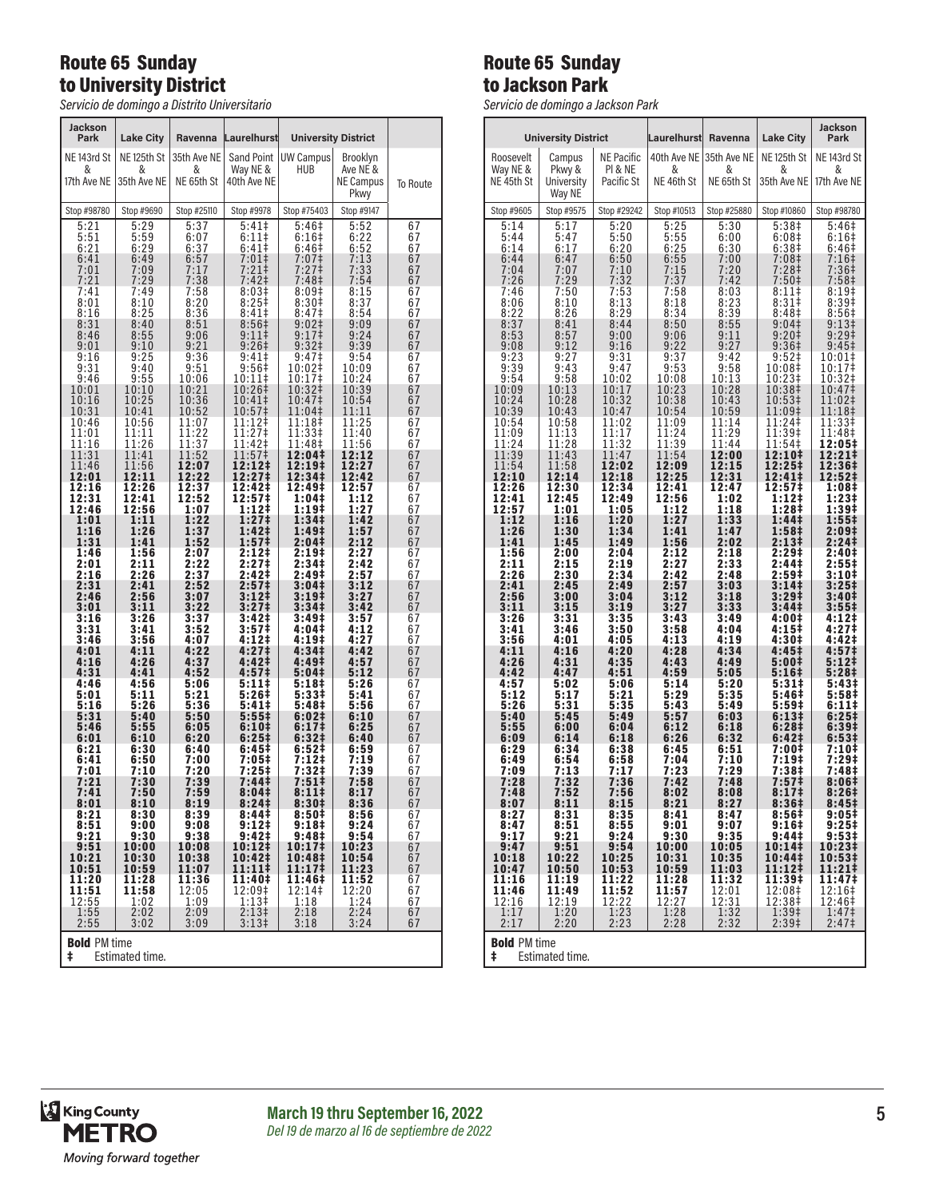## Route 65 Sunday to University District

*Servicio de domingo a Distrito Universitario*

| Jackson Park | Lake City | Ravenna | Laurelhurst | University District | | |
|---|---|---|---|---|---|---|
| NE 143rd St & 17th Ave NE | NE 125th St & 35th Ave NE | 35th Ave NE & NE 65th St | Sand Point Way NE & 40th Ave NE | UW Campus HUB | Brooklyn Ave NE & NE Campus Pkwy | To Route |
| Stop #98780 | Stop #9690 | Stop #25110 | Stop #9978 | Stop #75403 | Stop #9147 | |
| 5:21 | 5:29 | 5:37 | 5:41‡ | 5:46‡ | 5:52 | 67 |
| 5:51 | 5:59 | 6:07 | 6:11‡ | 6:16‡ | 6:22 | 67 |
| 6:21 | 6:29 | 6:37 | 6:41‡ | 6:46‡ | 6:52 | 67 |
| 6:41 | 6:49 | 6:57 | 7:01‡ | 7:07‡ | 7:13 | 67 |
| 7:01 | 7:09 | 7:17 | 7:21‡ | 7:27‡ | 7:33 | 67 |
| 7:21 | 7:29 | 7:38 | 7:42‡ | 7:48‡ | 7:54 | 67 |
| 7:41 | 7:49 | 7:58 | 8:03‡ | 8:09‡ | 8:15 | 67 |
| 8:01 | 8:10 | 8:20 | 8:25‡ | 8:30‡ | 8:37 | 67 |
| 8:16 | 8:25 | 8:36 | 8:41‡ | 8:47‡ | 8:54 | 67 |
| 8:31 | 8:40 | 8:51 | 8:56‡ | 9:02‡ | 9:09 | 67 |
| 8:46 | 8:55 | 9:06 | 9:11‡ | 9:17‡ | 9:24 | 67 |
| 9:01 | 9:10 | 9:21 | 9:26‡ | 9:32‡ | 9:39 | 67 |
| 9:16 | 9:25 | 9:36 | 9:41‡ | 9:47‡ | 9:54 | 67 |
| 9:31 | 9:40 | 9:51 | 9:56‡ | 10:02‡ | 10:09 | 67 |
| 9:46 | 9:55 | 10:06 | 10:11‡ | 10:17‡ | 10:24 | 67 |
| 10:01 | 10:10 | 10:21 | 10:26‡ | 10:32‡ | 10:39 | 67 |
| 10:16 | 10:25 | 10:36 | 10:41‡ | 10:47‡ | 10:54 | 67 |
| 10:31 | 10:41 | 10:52 | 10:57‡ | 11:04‡ | 11:11 | 67 |
| 10:46 | 10:56 | 11:07 | 11:12‡ | 11:18‡ | 11:25 | 67 |
| 11:01 | 11:11 | 11:22 | 11:27‡ | 11:33‡ | 11:40 | 67 |
| 11:16 | 11:26 | 11:37 | 11:42‡ | 11:48‡ | 11:56 | 67 |
| 11:31 | 11:41 | 11:52 | 11:57‡ | **12:04‡** | **12:12** | 67 |
| 11:46 | 11:56 | **12:07** | **12:12‡** | **12:19‡** | **12:27** | 67 |
| **12:01** | **12:11** | **12:22** | **12:27‡** | **12:34‡** | **12:42** | 67 |
| **12:16** | **12:26** | **12:37** | **12:42‡** | **12:49‡** | **12:57** | 67 |
| **12:31** | **12:41** | **12:52** | **12:57‡** | **1:04‡** | **1:12** | 67 |
| **12:46** | **12:56** | **1:07** | **1:12‡** | **1:19‡** | **1:27** | 67 |
| **1:01** | **1:11** | **1:22** | **1:27‡** | **1:34‡** | **1:42** | 67 |
| **1:16** | **1:26** | **1:37** | **1:42‡** | **1:49‡** | **1:57** | 67 |
| **1:31** | **1:41** | **1:52** | **1:57‡** | **2:04‡** | **2:12** | 67 |
| **1:46** | **1:56** | **2:07** | **2:12‡** | **2:19‡** | **2:27** | 67 |
| **2:01** | **2:11** | **2:22** | **2:27‡** | **2:34‡** | **2:42** | 67 |
| **2:16** | **2:26** | **2:37** | **2:42‡** | **2:49‡** | **2:57** | 67 |
| **2:31** | **2:41** | **2:52** | **2:57‡** | **3:04‡** | **3:12** | 67 |
| **2:46** | **2:56** | **3:07** | **3:12‡** | **3:19‡** | **3:27** | 67 |
| **3:01** | **3:11** | **3:22** | **3:27‡** | **3:34‡** | **3:42** | 67 |
| **3:16** | **3:26** | **3:37** | **3:42‡** | **3:49‡** | **3:57** | 67 |
| **3:31** | **3:41** | **3:52** | **3:57‡** | **4:04‡** | **4:12** | 67 |
| **3:46** | **3:56** | **4:07** | **4:12‡** | **4:19‡** | **4:27** | 67 |
| **4:01** | **4:11** | **4:22** | **4:27‡** | **4:34‡** | **4:42** | 67 |
| **4:16** | **4:26** | **4:37** | **4:42‡** | **4:49‡** | **4:57** | 67 |
| **4:31** | **4:41** | **4:52** | **4:57‡** | **5:04‡** | **5:12** | 67 |
| **4:46** | **4:56** | **5:06** | **5:11‡** | **5:18‡** | **5:26** | 67 |
| **5:01** | **5:11** | **5:21** | **5:26‡** | **5:33‡** | **5:41** | 67 |
| **5:16** | **5:26** | **5:36** | **5:41‡** | **5:48‡** | **5:56** | 67 |
| **5:31** | **5:40** | **5:50** | **5:55‡** | **6:02‡** | **6:10** | 67 |
| **5:46** | **5:55** | **6:05** | **6:10‡** | **6:17‡** | **6:25** | 67 |
| **6:01** | **6:10** | **6:20** | **6:25‡** | **6:32‡** | **6:40** | 67 |
| **6:21** | **6:30** | **6:40** | **6:45‡** | **6:52‡** | **6:59** | 67 |
| **6:41** | **6:50** | **7:00** | **7:05‡** | **7:12‡** | **7:19** | 67 |
| **7:01** | **7:10** | **7:20** | **7:25‡** | **7:32‡** | **7:39** | 67 |
| **7:21** | **7:30** | **7:39** | **7:44‡** | **7:51‡** | **7:58** | 67 |
| **7:41** | **7:50** | **7:59** | **8:04‡** | **8:11‡** | **8:17** | 67 |
| **8:01** | **8:10** | **8:19** | **8:24‡** | **8:30‡** | **8:36** | 67 |
| **8:21** | **8:30** | **8:39** | **8:44‡** | **8:50‡** | **8:56** | 67 |
| **8:51** | **9:00** | **9:08** | **9:12‡** | **9:18‡** | **9:24** | 67 |
| **9:21** | **9:30** | **9:38** | **9:42‡** | **9:48‡** | **9:54** | 67 |
| **9:51** | **10:00** | **10:08** | **10:12‡** | **10:17‡** | **10:23** | 67 |
| **10:21** | **10:30** | **10:38** | **10:42‡** | **10:48‡** | **10:54** | 67 |
| **10:51** | **10:59** | **11:07** | **11:11‡** | **11:17‡** | **11:23** | 67 |
| **11:20** | **11:28** | **11:36** | **11:40‡** | **11:46‡** | **11:52** | 67 |
| **11:51** | **11:58** | 12:05 | 12:09‡ | 12:14‡ | 12:20 | 67 |
| 12:55 | 1:02 | 1:09 | 1:13‡ | 1:18 | 1:24 | 67 |
| 1:55 | 2:02 | 2:09 | 2:13‡ | 2:18 | 2:24 | 67 |
| 2:55 | 3:02 | 3:09 | 3:13‡ | 3:18 | 3:24 | 67 |

**Bold** PM time
‡ Estimated time.

## Route 65 Sunday to Jackson Park

*Servicio de domingo a Jackson Park*

| University District | | | Laurelhurst | Ravenna | Lake City | Jackson Park |
|---|---|---|---|---|---|---|
| Roosevelt Way NE & NE 45th St | Campus Pkwy & University Way NE | NE Pacific Pl & NE Pacific St | 40th Ave NE & NE 46th St | 35th Ave NE & NE 65th St | NE 125th St & 35th Ave NE | NE 143rd St & 17th Ave NE |
| Stop #9605 | Stop #9575 | Stop #29242 | Stop #10513 | Stop #25880 | Stop #10860 | Stop #98780 |
| 5:14 | 5:17 | 5:20 | 5:25 | 5:30 | 5:38‡ | 5:46‡ |
| 5:44 | 5:47 | 5:50 | 5:55 | 6:00 | 6:08‡ | 6:16‡ |
| 6:14 | 6:17 | 6:20 | 6:25 | 6:30 | 6:38‡ | 6:46‡ |
| 6:44 | 6:47 | 6:50 | 6:55 | 7:00 | 7:08‡ | 7:16‡ |
| 7:04 | 7:07 | 7:10 | 7:15 | 7:20 | 7:28‡ | 7:36‡ |
| 7:26 | 7:29 | 7:32 | 7:37 | 7:42 | 7:50‡ | 7:58‡ |
| 7:46 | 7:50 | 7:53 | 7:58 | 8:03 | 8:11‡ | 8:19‡ |
| 8:06 | 8:10 | 8:13 | 8:18 | 8:23 | 8:31‡ | 8:39‡ |
| 8:22 | 8:26 | 8:29 | 8:34 | 8:39 | 8:48‡ | 8:56‡ |
| 8:37 | 8:41 | 8:44 | 8:50 | 8:55 | 9:04‡ | 9:13‡ |
| 8:53 | 8:57 | 9:00 | 9:06 | 9:11 | 9:20‡ | 9:29‡ |
| 9:08 | 9:12 | 9:16 | 9:22 | 9:27 | 9:36‡ | 9:45‡ |
| 9:23 | 9:27 | 9:31 | 9:37 | 9:42 | 9:52‡ | 10:01‡ |
| 9:39 | 9:43 | 9:47 | 9:53 | 9:58 | 10:08‡ | 10:17‡ |
| 9:54 | 9:58 | 10:02 | 10:08 | 10:13 | 10:23‡ | 10:32‡ |
| 10:09 | 10:13 | 10:17 | 10:23 | 10:28 | 10:38‡ | 10:47‡ |
| 10:24 | 10:28 | 10:32 | 10:38 | 10:43 | 10:53‡ | 11:02‡ |
| 10:39 | 10:43 | 10:47 | 10:54 | 10:59 | 11:09‡ | 11:18‡ |
| 10:54 | 10:58 | 11:02 | 11:09 | 11:14 | 11:24‡ | 11:33‡ |
| 11:09 | 11:13 | 11:17 | 11:24 | 11:29 | 11:39‡ | 11:48‡ |
| 11:24 | 11:28 | 11:32 | 11:39 | 11:44 | 11:54‡ | **12:05‡** |
| 11:39 | 11:43 | 11:47 | 11:54 | **12:00** | **12:10‡** | **12:21‡** |
| 11:54 | 11:58 | **12:02** | **12:09** | **12:15** | **12:25‡** | **12:36‡** |
| **12:10** | **12:14** | **12:18** | **12:25** | **12:31** | **12:41‡** | **12:52‡** |
| **12:26** | **12:30** | **12:34** | **12:41** | **12:47** | **12:57‡** | **1:08‡** |
| **12:41** | **12:45** | **12:49** | **12:56** | **1:02** | **1:12‡** | **1:23‡** |
| **12:57** | **1:01** | **1:05** | **1:12** | **1:18** | **1:28‡** | **1:39‡** |
| **1:12** | **1:16** | **1:20** | **1:27** | **1:33** | **1:44‡** | **1:55‡** |
| **1:26** | **1:30** | **1:34** | **1:41** | **1:47** | **1:58‡** | **2:09‡** |
| **1:41** | **1:45** | **1:49** | **1:56** | **2:02** | **2:13‡** | **2:24‡** |
| **1:56** | **2:00** | **2:04** | **2:12** | **2:18** | **2:29‡** | **2:40‡** |
| **2:11** | **2:15** | **2:19** | **2:27** | **2:33** | **2:44‡** | **2:55‡** |
| **2:26** | **2:30** | **2:34** | **2:42** | **2:48** | **2:59‡** | **3:10‡** |
| **2:41** | **2:45** | **2:49** | **2:57** | **3:03** | **3:14‡** | **3:25‡** |
| **2:56** | **3:00** | **3:04** | **3:12** | **3:18** | **3:29‡** | **3:40‡** |
| **3:11** | **3:15** | **3:19** | **3:27** | **3:33** | **3:44‡** | **3:55‡** |
| **3:26** | **3:31** | **3:35** | **3:43** | **3:49** | **4:00‡** | **4:12‡** |
| **3:41** | **3:46** | **3:50** | **3:58** | **4:04** | **4:15‡** | **4:27‡** |
| **3:56** | **4:01** | **4:05** | **4:13** | **4:19** | **4:30‡** | **4:42‡** |
| **4:11** | **4:16** | **4:20** | **4:28** | **4:34** | **4:45‡** | **4:57‡** |
| **4:26** | **4:31** | **4:35** | **4:43** | **4:49** | **5:00‡** | **5:12‡** |
| **4:42** | **4:47** | **4:51** | **4:59** | **5:05** | **5:16‡** | **5:28‡** |
| **4:57** | **5:02** | **5:06** | **5:14** | **5:20** | **5:31‡** | **5:43‡** |
| **5:12** | **5:17** | **5:21** | **5:29** | **5:35** | **5:46‡** | **5:58‡** |
| **5:26** | **5:31** | **5:35** | **5:43** | **5:49** | **5:59‡** | **6:11‡** |
| **5:40** | **5:45** | **5:49** | **5:57** | **6:03** | **6:13‡** | **6:25‡** |
| **5:55** | **6:00** | **6:04** | **6:12** | **6:18** | **6:28‡** | **6:39‡** |
| **6:09** | **6:14** | **6:18** | **6:26** | **6:32** | **6:42‡** | **6:53‡** |
| **6:29** | **6:34** | **6:38** | **6:45** | **6:51** | **7:00‡** | **7:10‡** |
| **6:49** | **6:54** | **6:58** | **7:04** | **7:10** | **7:19‡** | **7:29‡** |
| **7:09** | **7:13** | **7:17** | **7:23** | **7:29** | **7:38‡** | **7:48‡** |
| **7:28** | **7:32** | **7:36** | **7:42** | **7:48** | **7:57‡** | **8:06‡** |
| **7:48** | **7:52** | **7:56** | **8:02** | **8:08** | **8:17‡** | **8:26‡** |
| **8:07** | **8:11** | **8:15** | **8:21** | **8:27** | **8:36‡** | **8:45‡** |
| **8:27** | **8:31** | **8:35** | **8:41** | **8:47** | **8:56‡** | **9:05‡** |
| **8:47** | **8:51** | **8:55** | **9:01** | **9:07** | **9:16‡** | **9:25‡** |
| **9:17** | **9:21** | **9:24** | **9:30** | **9:35** | **9:44‡** | **9:53‡** |
| **9:47** | **9:51** | **9:54** | **10:00** | **10:05** | **10:14‡** | **10:23‡** |
| **10:18** | **10:22** | **10:25** | **10:31** | **10:35** | **10:44‡** | **10:53‡** |
| **10:47** | **10:50** | **10:53** | **10:59** | **11:03** | **11:12‡** | **11:21‡** |
| **11:16** | **11:19** | **11:22** | **11:28** | **11:32** | **11:39‡** | **11:47‡** |
| **11:46** | **11:49** | **11:52** | **11:57** | 12:01 | 12:08‡ | 12:16‡ |
| 12:16 | 12:19 | 12:22 | 12:27 | 12:31 | 12:38‡ | 12:46‡ |
| 1:17 | 1:20 | 1:23 | 1:28 | 1:32 | 1:39‡ | 1:47‡ |
| 2:17 | 2:20 | 2:23 | 2:28 | 2:32 | 2:39‡ | 2:47‡ |

**Bold** PM time
‡ Estimated time.

**March 19 thru September 16, 2022**
*Del 19 de marzo al 16 de septiembre de 2022*

King County METRO
*Moving forward together*